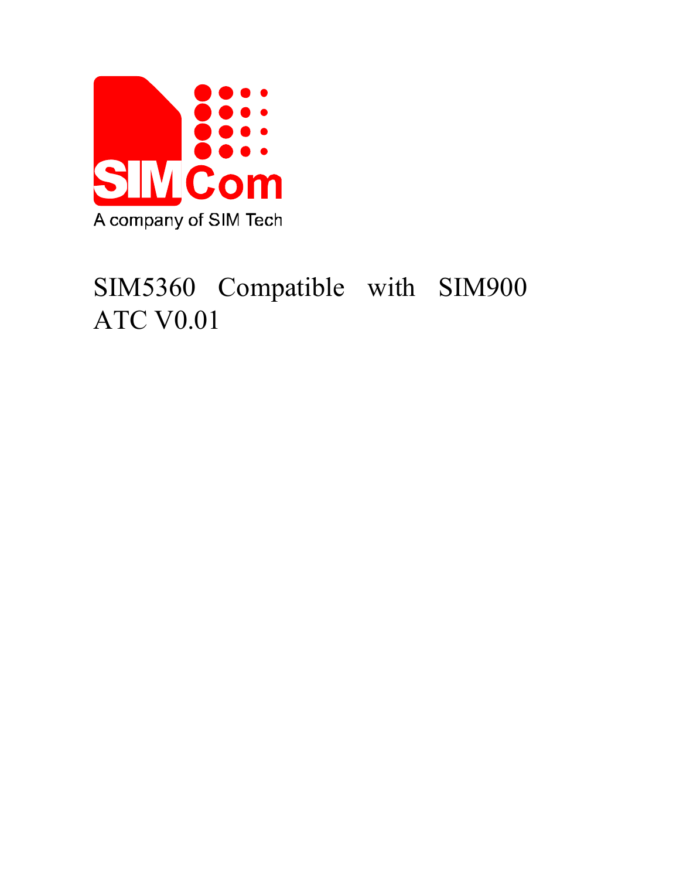SIMCom

A company of SIM Tech

# SIM5360 Compatible with SIM900 ATC V0.01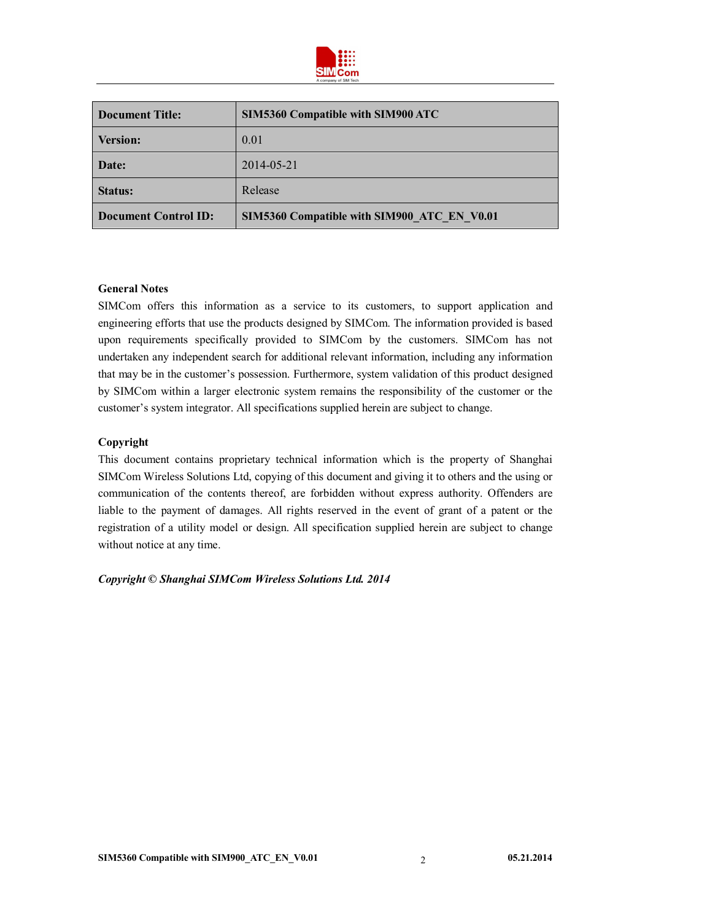| Document Title: | SIM5360 Compatible with SIM900 ATC |
|---|---|
| Version: | 0.01 |
| Date: | 2014-05-21 |
| Status: | Release |
| Document Control ID: | SIM5360 Compatible with SIM900_ATC_EN_V0.01 |

**General Notes**

SIMCom offers this information as a service to its customers, to support application and engineering efforts that use the products designed by SIMCom. The information provided is based upon requirements specifically provided to SIMCom by the customers. SIMCom has not undertaken any independent search for additional relevant information, including any information that may be in the customer's possession. Furthermore, system validation of this product designed by SIMCom within a larger electronic system remains the responsibility of the customer or the customer's system integrator. All specifications supplied herein are subject to change.

**Copyright**

This document contains proprietary technical information which is the property of Shanghai SIMCom Wireless Solutions Ltd, copying of this document and giving it to others and the using or communication of the contents thereof, are forbidden without express authority. Offenders are liable to the payment of damages. All rights reserved in the event of grant of a patent or the registration of a utility model or design. All specification supplied herein are subject to change without notice at any time.

***Copyright © Shanghai SIMCom Wireless Solutions Ltd. 2014***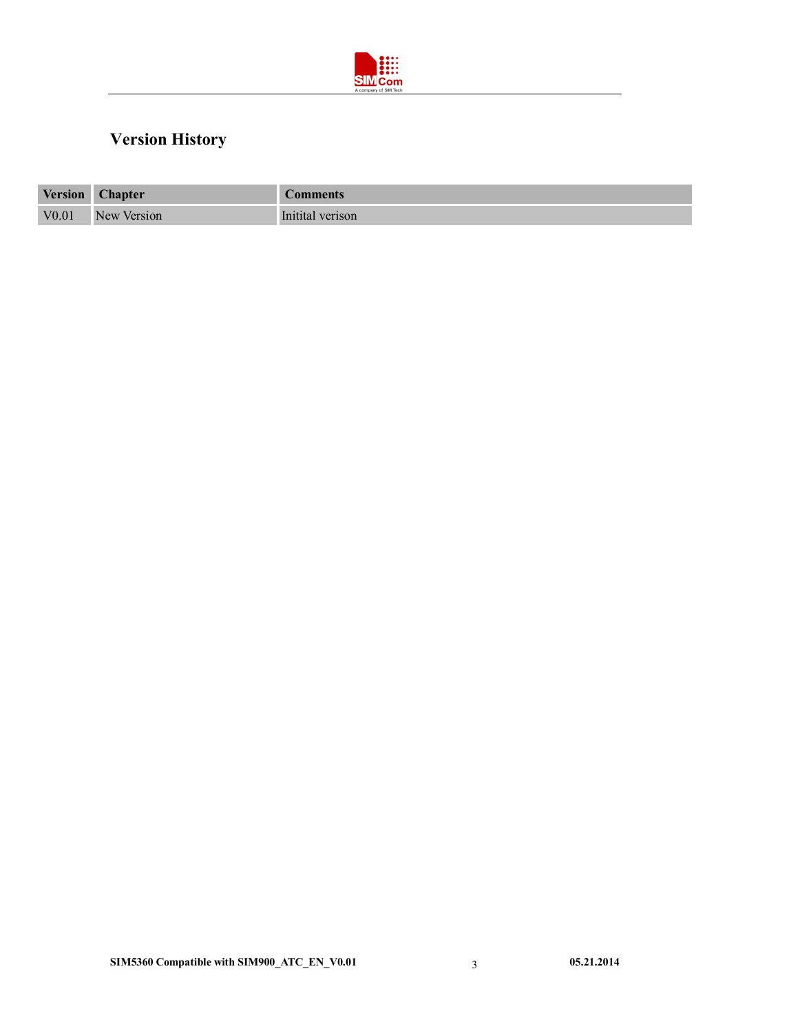# Version History

| Version | Chapter | Comments |
|---|---|---|
| V0.01 | New Version | Initital verison |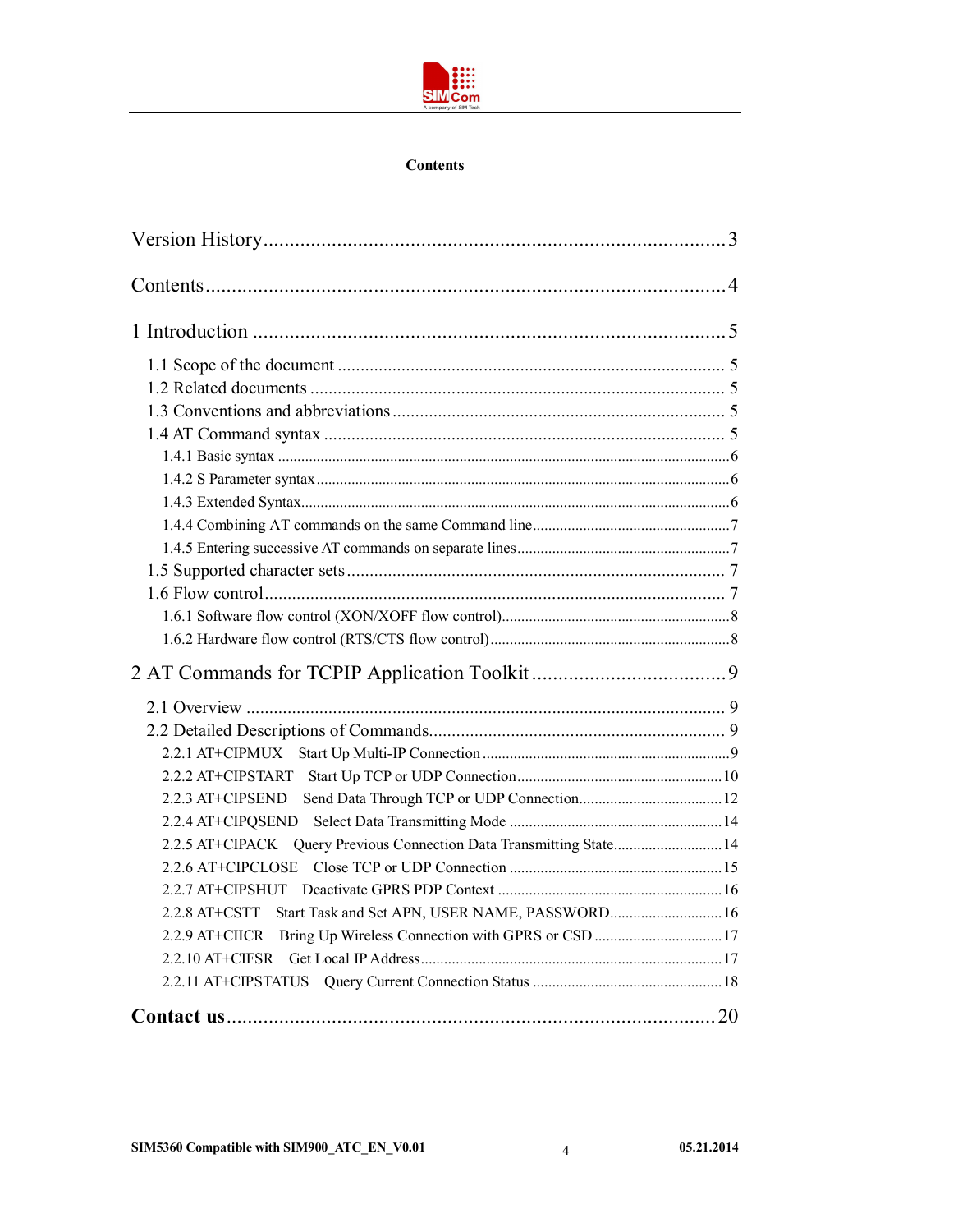**Contents**

Version History ........................................................................................ 3

Contents .................................................................................................. 4

1 Introduction ........................................................................................... 5

- 1.1 Scope of the document ..................................................................... 5
- 1.2 Related documents ........................................................................... 5
- 1.3 Conventions and abbreviations ......................................................... 5
- 1.4 AT Command syntax ........................................................................ 5
  - 1.4.1 Basic syntax ................................................................................ 6
  - 1.4.2 S Parameter syntax ..................................................................... 6
  - 1.4.3 Extended Syntax ......................................................................... 6
  - 1.4.4 Combining AT commands on the same Command line ................ 7
  - 1.4.5 Entering successive AT commands on separate lines .................. 7
- 1.5 Supported character sets ................................................................... 7
- 1.6 Flow control ..................................................................................... 7
  - 1.6.1 Software flow control (XON/XOFF flow control) ....................... 8
  - 1.6.2 Hardware flow control (RTS/CTS flow control) .......................... 8

2 AT Commands for TCPIP Application Toolkit ........................................ 9

- 2.1 Overview .......................................................................................... 9
- 2.2 Detailed Descriptions of Commands .................................................. 9
  - 2.2.1 AT+CIPMUX Start Up Multi-IP Connection ................................ 9
  - 2.2.2 AT+CIPSTART Start Up TCP or UDP Connection ..................... 10
  - 2.2.3 AT+CIPSEND Send Data Through TCP or UDP Connection ...... 12
  - 2.2.4 AT+CIPQSEND Select Data Transmitting Mode ........................ 14
  - 2.2.5 AT+CIPACK Query Previous Connection Data Transmitting State ... 14
  - 2.2.6 AT+CIPCLOSE Close TCP or UDP Connection ......................... 15
  - 2.2.7 AT+CIPSHUT Deactivate GPRS PDP Context ........................... 16
  - 2.2.8 AT+CSTT Start Task and Set APN, USER NAME, PASSWORD ... 16
  - 2.2.9 AT+CIICR Bring Up Wireless Connection with GPRS or CSD ..... 17
  - 2.2.10 AT+CIFSR Get Local IP Address ............................................. 17
  - 2.2.11 AT+CIPSTATUS Query Current Connection Status ................... 18

**Contact us** ............................................................................................ 20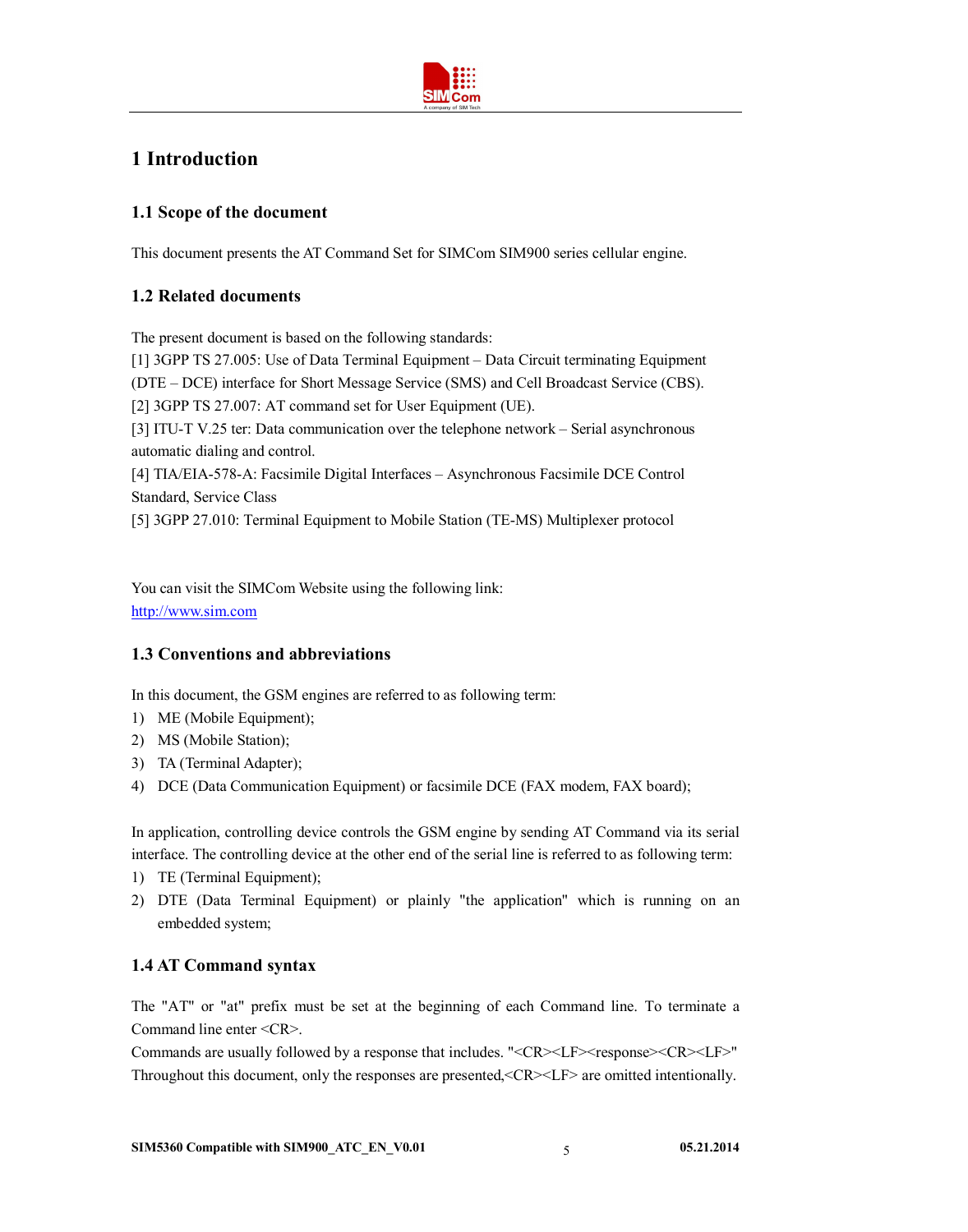# 1 Introduction

## 1.1 Scope of the document

This document presents the AT Command Set for SIMCom SIM900 series cellular engine.

## 1.2 Related documents

The present document is based on the following standards:
[1] 3GPP TS 27.005: Use of Data Terminal Equipment – Data Circuit terminating Equipment (DTE – DCE) interface for Short Message Service (SMS) and Cell Broadcast Service (CBS).
[2] 3GPP TS 27.007: AT command set for User Equipment (UE).
[3] ITU-T V.25 ter: Data communication over the telephone network – Serial asynchronous automatic dialing and control.
[4] TIA/EIA-578-A: Facsimile Digital Interfaces – Asynchronous Facsimile DCE Control Standard, Service Class
[5] 3GPP 27.010: Terminal Equipment to Mobile Station (TE-MS) Multiplexer protocol

You can visit the SIMCom Website using the following link:
http://www.sim.com

## 1.3 Conventions and abbreviations

In this document, the GSM engines are referred to as following term:

1) ME (Mobile Equipment);
2) MS (Mobile Station);
3) TA (Terminal Adapter);
4) DCE (Data Communication Equipment) or facsimile DCE (FAX modem, FAX board);

In application, controlling device controls the GSM engine by sending AT Command via its serial interface. The controlling device at the other end of the serial line is referred to as following term:

1) TE (Terminal Equipment);
2) DTE (Data Terminal Equipment) or plainly "the application" which is running on an embedded system;

## 1.4 AT Command syntax

The "AT" or "at" prefix must be set at the beginning of each Command line. To terminate a Command line enter <CR>.
Commands are usually followed by a response that includes. "<CR><LF><response><CR><LF>"
Throughout this document, only the responses are presented,<CR><LF> are omitted intentionally.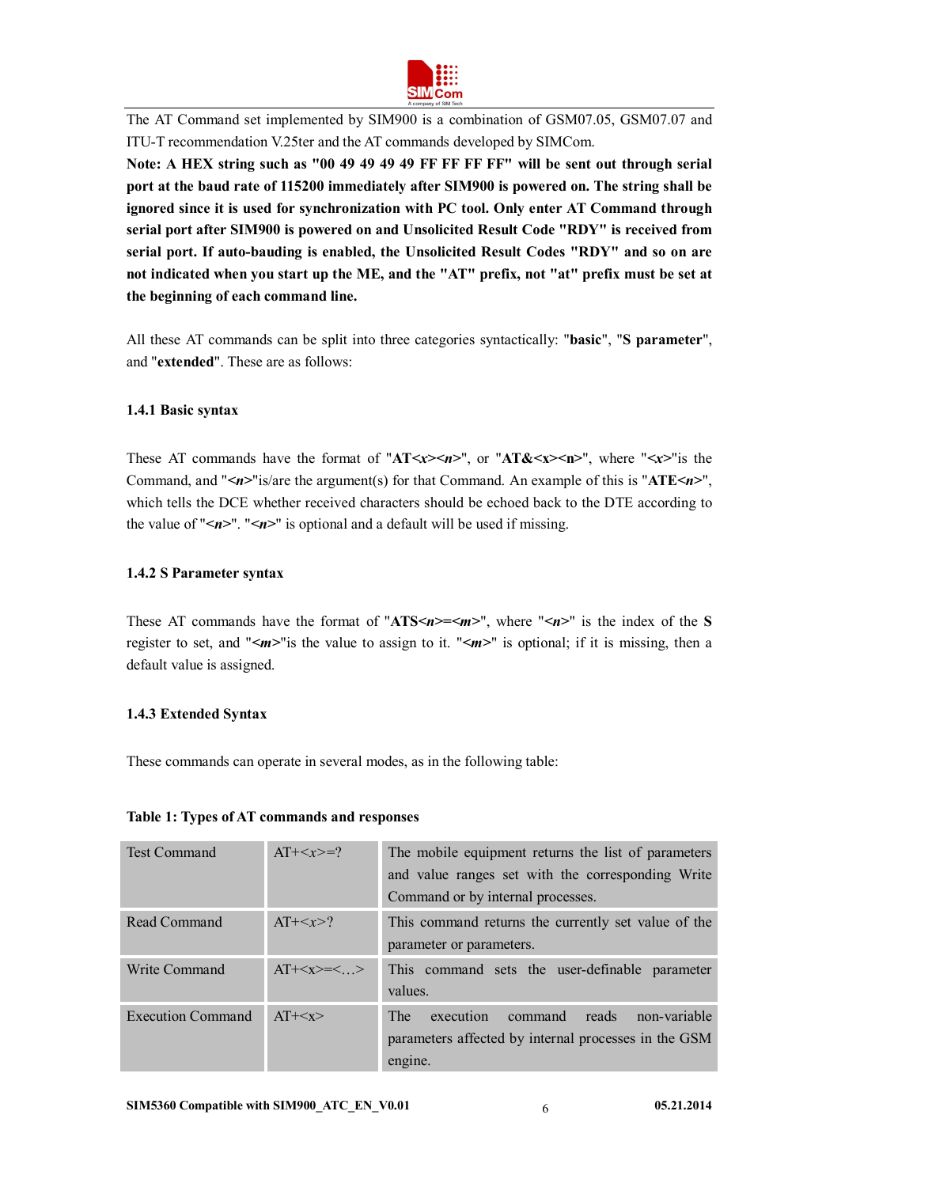The AT Command set implemented by SIM900 is a combination of GSM07.05, GSM07.07 and ITU-T recommendation V.25ter and the AT commands developed by SIMCom.

**Note: A HEX string such as "00 49 49 49 49 FF FF FF FF" will be sent out through serial port at the baud rate of 115200 immediately after SIM900 is powered on. The string shall be ignored since it is used for synchronization with PC tool. Only enter AT Command through serial port after SIM900 is powered on and Unsolicited Result Code "RDY" is received from serial port. If auto-bauding is enabled, the Unsolicited Result Codes "RDY" and so on are not indicated when you start up the ME, and the "AT" prefix, not "at" prefix must be set at the beginning of each command line.**

All these AT commands can be split into three categories syntactically: "**basic**", "**S parameter**", and "**extended**". These are as follows:

### 1.4.1 Basic syntax

These AT commands have the format of "**AT<*x*><*n*>**", or "**AT&<x><n>**", where "**<*x*>**"is the Command, and "**<*n*>**"is/are the argument(s) for that Command. An example of this is "**ATE<*n*>**", which tells the DCE whether received characters should be echoed back to the DTE according to the value of "**<*n*>**". "**<*n*>**" is optional and a default will be used if missing.

### 1.4.2 S Parameter syntax

These AT commands have the format of "**ATS<*n*>=<*m*>**", where "**<*n*>**" is the index of the **S** register to set, and "**<*m*>**"is the value to assign to it. "**<*m*>**" is optional; if it is missing, then a default value is assigned.

### 1.4.3 Extended Syntax

These commands can operate in several modes, as in the following table:

**Table 1: Types of AT commands and responses**

| | | |
|---|---|---|
| Test Command | AT+<*x*>=? | The mobile equipment returns the list of parameters and value ranges set with the corresponding Write Command or by internal processes. |
| Read Command | AT+<*x*>? | This command returns the currently set value of the parameter or parameters. |
| Write Command | AT+<x>=<…> | This command sets the user-definable parameter values. |
| Execution Command | AT+<x> | The execution command reads non-variable parameters affected by internal processes in the GSM engine. |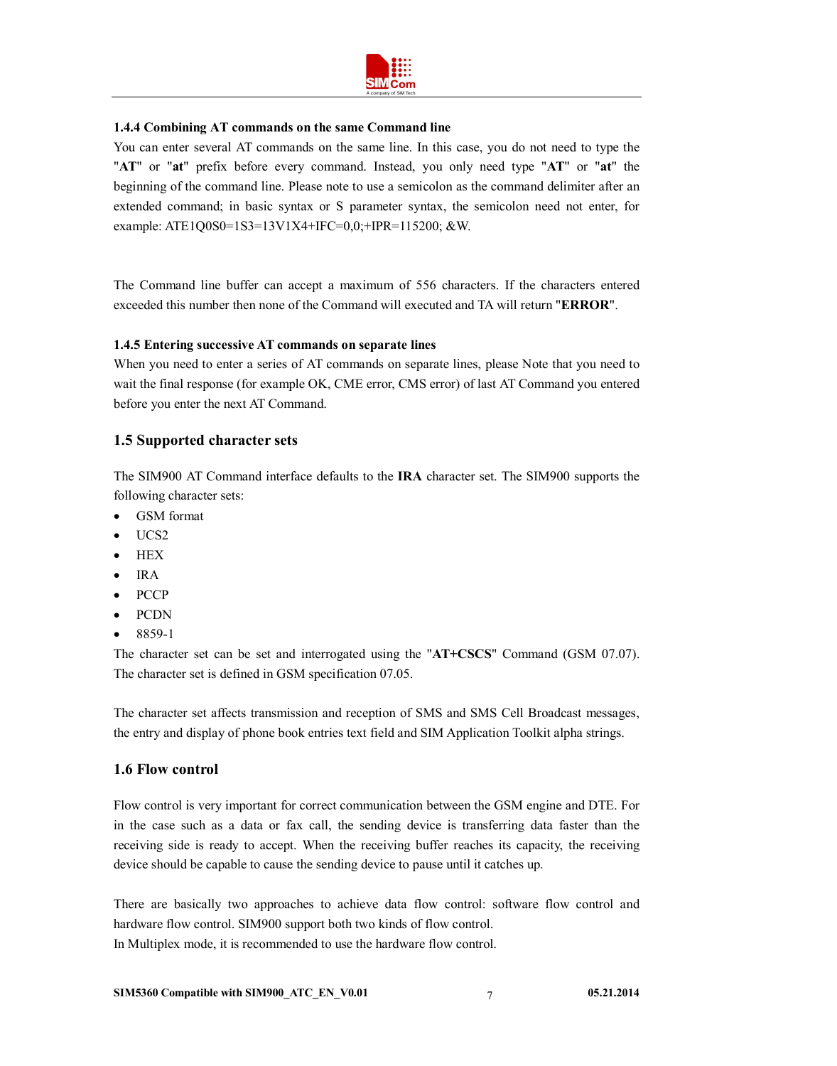### 1.4.4 Combining AT commands on the same Command line

You can enter several AT commands on the same line. In this case, you do not need to type the "**AT**" or "**at**" prefix before every command. Instead, you only need type "**AT**" or "**at**" the beginning of the command line. Please note to use a semicolon as the command delimiter after an extended command; in basic syntax or S parameter syntax, the semicolon need not enter, for example: ATE1Q0S0=1S3=13V1X4+IFC=0,0;+IPR=115200; &W.

The Command line buffer can accept a maximum of 556 characters. If the characters entered exceeded this number then none of the Command will executed and TA will return "**ERROR**".

### 1.4.5 Entering successive AT commands on separate lines

When you need to enter a series of AT commands on separate lines, please Note that you need to wait the final response (for example OK, CME error, CMS error) of last AT Command you entered before you enter the next AT Command.

## 1.5 Supported character sets

The SIM900 AT Command interface defaults to the **IRA** character set. The SIM900 supports the following character sets:

- GSM format
- UCS2
- HEX
- IRA
- PCCP
- PCDN
- 8859-1

The character set can be set and interrogated using the "**AT+CSCS**" Command (GSM 07.07). The character set is defined in GSM specification 07.05.

The character set affects transmission and reception of SMS and SMS Cell Broadcast messages, the entry and display of phone book entries text field and SIM Application Toolkit alpha strings.

## 1.6 Flow control

Flow control is very important for correct communication between the GSM engine and DTE. For in the case such as a data or fax call, the sending device is transferring data faster than the receiving side is ready to accept. When the receiving buffer reaches its capacity, the receiving device should be capable to cause the sending device to pause until it catches up.

There are basically two approaches to achieve data flow control: software flow control and hardware flow control. SIM900 support both two kinds of flow control.
In Multiplex mode, it is recommended to use the hardware flow control.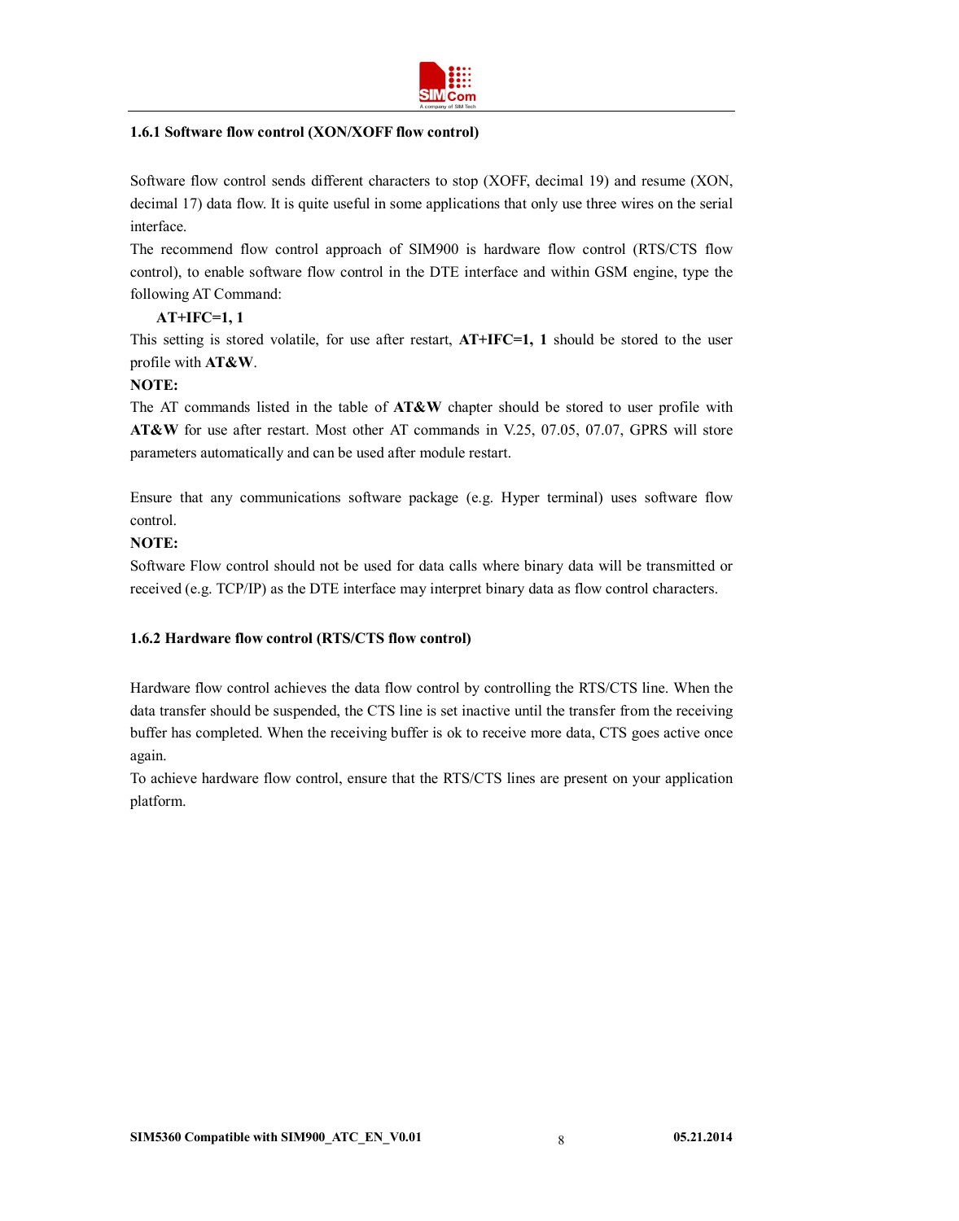### 1.6.1 Software flow control (XON/XOFF flow control)

Software flow control sends different characters to stop (XOFF, decimal 19) and resume (XON, decimal 17) data flow. It is quite useful in some applications that only use three wires on the serial interface.

The recommend flow control approach of SIM900 is hardware flow control (RTS/CTS flow control), to enable software flow control in the DTE interface and within GSM engine, type the following AT Command:

**AT+IFC=1, 1**

This setting is stored volatile, for use after restart, **AT+IFC=1, 1** should be stored to the user profile with **AT&W**.

**NOTE:**

The AT commands listed in the table of **AT&W** chapter should be stored to user profile with **AT&W** for use after restart. Most other AT commands in V.25, 07.05, 07.07, GPRS will store parameters automatically and can be used after module restart.

Ensure that any communications software package (e.g. Hyper terminal) uses software flow control.

**NOTE:**

Software Flow control should not be used for data calls where binary data will be transmitted or received (e.g. TCP/IP) as the DTE interface may interpret binary data as flow control characters.

### 1.6.2 Hardware flow control (RTS/CTS flow control)

Hardware flow control achieves the data flow control by controlling the RTS/CTS line. When the data transfer should be suspended, the CTS line is set inactive until the transfer from the receiving buffer has completed. When the receiving buffer is ok to receive more data, CTS goes active once again.

To achieve hardware flow control, ensure that the RTS/CTS lines are present on your application platform.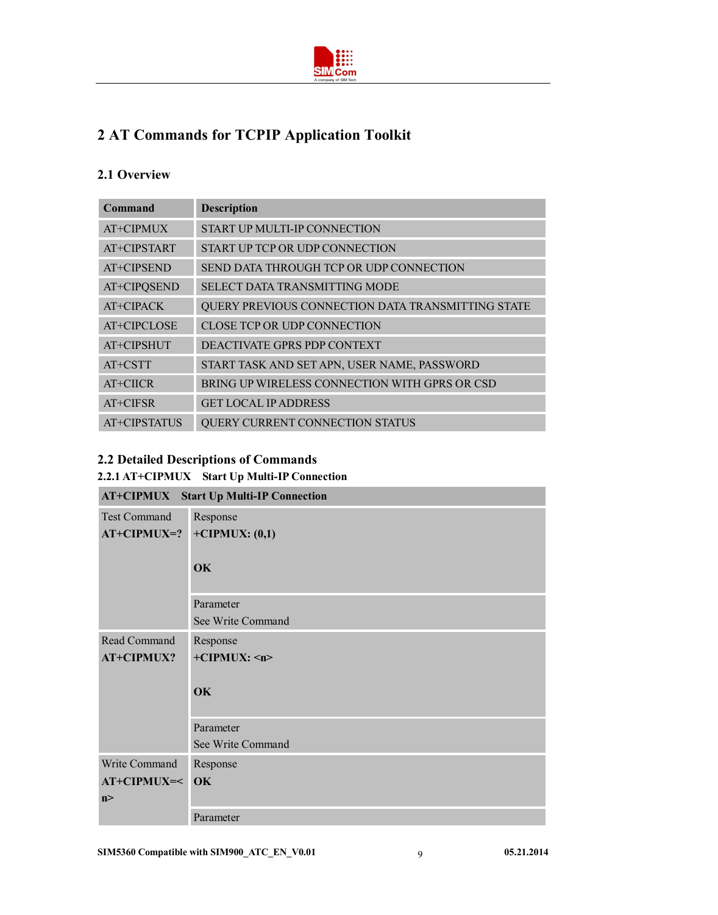# 2 AT Commands for TCPIP Application Toolkit

## 2.1 Overview

| Command | Description |
|---|---|
| AT+CIPMUX | START UP MULTI-IP CONNECTION |
| AT+CIPSTART | START UP TCP OR UDP CONNECTION |
| AT+CIPSEND | SEND DATA THROUGH TCP OR UDP CONNECTION |
| AT+CIPQSEND | SELECT DATA TRANSMITTING MODE |
| AT+CIPACK | QUERY PREVIOUS CONNECTION DATA TRANSMITTING STATE |
| AT+CIPCLOSE | CLOSE TCP OR UDP CONNECTION |
| AT+CIPSHUT | DEACTIVATE GPRS PDP CONTEXT |
| AT+CSTT | START TASK AND SET APN, USER NAME, PASSWORD |
| AT+CIICR | BRING UP WIRELESS CONNECTION WITH GPRS OR CSD |
| AT+CIFSR | GET LOCAL IP ADDRESS |
| AT+CIPSTATUS | QUERY CURRENT CONNECTION STATUS |

## 2.2 Detailed Descriptions of Commands

### 2.2.1 AT+CIPMUX    Start Up Multi-IP Connection

| **AT+CIPMUX    Start Up Multi-IP Connection** | |
|---|---|
| Test Command<br>**AT+CIPMUX=?** | Response<br>**+CIPMUX: (0,1)**<br><br>**OK** |
| | Parameter<br>See Write Command |
| Read Command<br>**AT+CIPMUX?** | Response<br>**+CIPMUX: <n>**<br><br>**OK** |
| | Parameter<br>See Write Command |
| Write Command<br>**AT+CIPMUX=<n>** | Response<br>**OK** |
| | Parameter |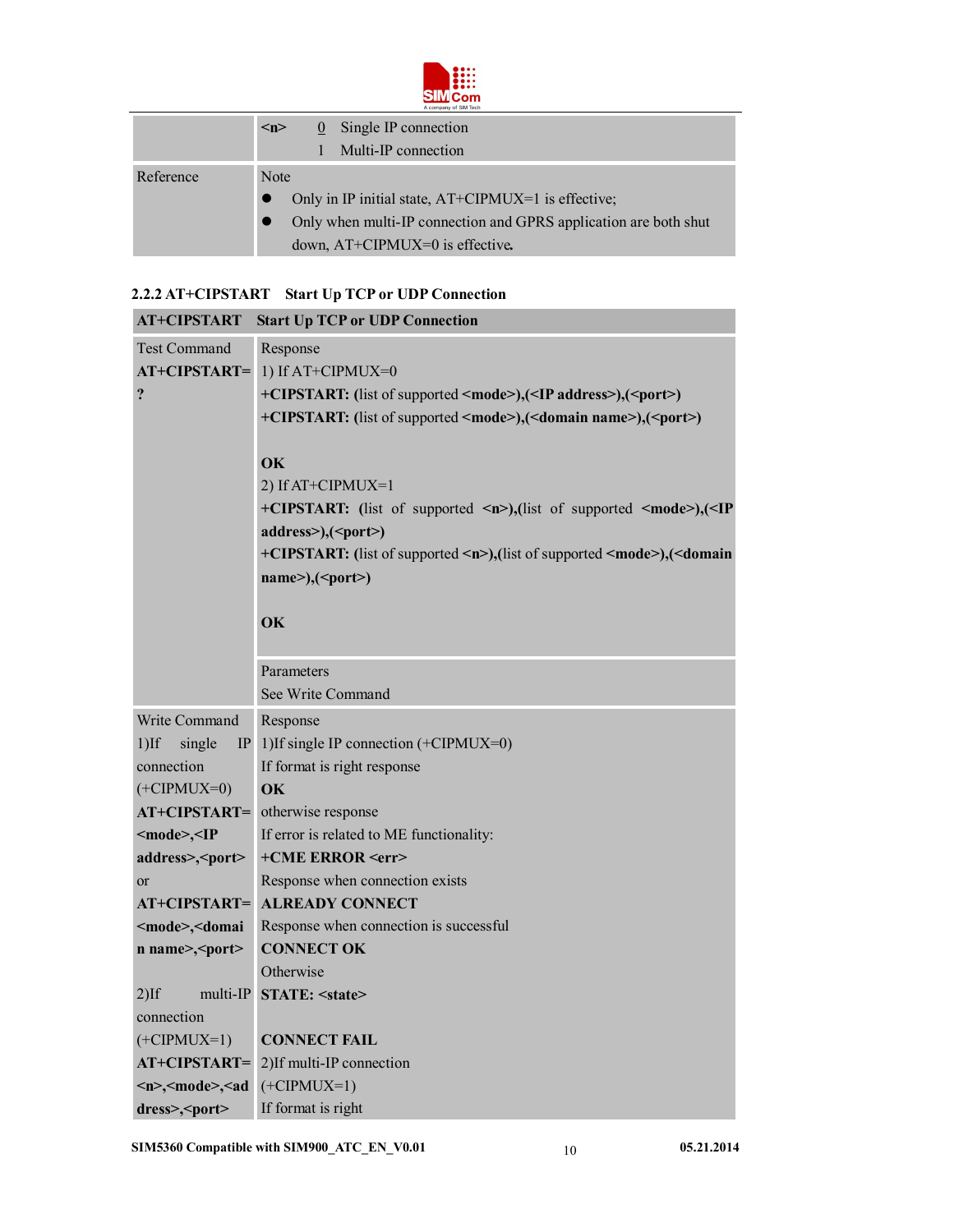| | | |
|---|---|---|
| | **<n>** | 0 Single IP connection<br>1 Multi-IP connection |
| Reference | Note<br>● Only in IP initial state, AT+CIPMUX=1 is effective;<br>● Only when multi-IP connection and GPRS application are both shut down, AT+CIPMUX=0 is effective. | |

### 2.2.2 AT+CIPSTART Start Up TCP or UDP Connection

| **AT+CIPSTART** | **Start Up TCP or UDP Connection** |
|---|---|
| Test Command<br>**AT+CIPSTART=?** | Response<br>1) If AT+CIPMUX=0<br>**+CIPSTART:** (list of supported **<mode>**),(**<IP address>**),(**<port>**)<br>**+CIPSTART:** (list of supported **<mode>**),(**<domain name>**),(**<port>**)<br><br>**OK**<br>2) If AT+CIPMUX=1<br>**+CIPSTART:** (list of supported **<n>**),(list of supported **<mode>**),(**<IP address>**),(**<port>**)<br>**+CIPSTART:** (list of supported **<n>**),(list of supported **<mode>**),(**<domain name>**),(**<port>**)<br><br>**OK** |
| | Parameters<br>See Write Command |
| Write Command<br>1)If single IP connection (+CIPMUX=0)<br>**AT+CIPSTART=<mode>,<IP address>,<port>**<br>or<br>**AT+CIPSTART=<mode>,<domain name>,<port>**<br><br>2)If multi-IP connection (+CIPMUX=1)<br>**AT+CIPSTART=<n>,<mode>,<address>,<port>** | Response<br>1)If single IP connection (+CIPMUX=0)<br>If format is right response<br>**OK**<br>otherwise response<br>If error is related to ME functionality:<br>**+CME ERROR <err>**<br>Response when connection exists<br>**ALREADY CONNECT**<br>Response when connection is successful<br>**CONNECT OK**<br>Otherwise<br>**STATE: <state>**<br><br>**CONNECT FAIL**<br>2)If multi-IP connection (+CIPMUX=1)<br>If format is right |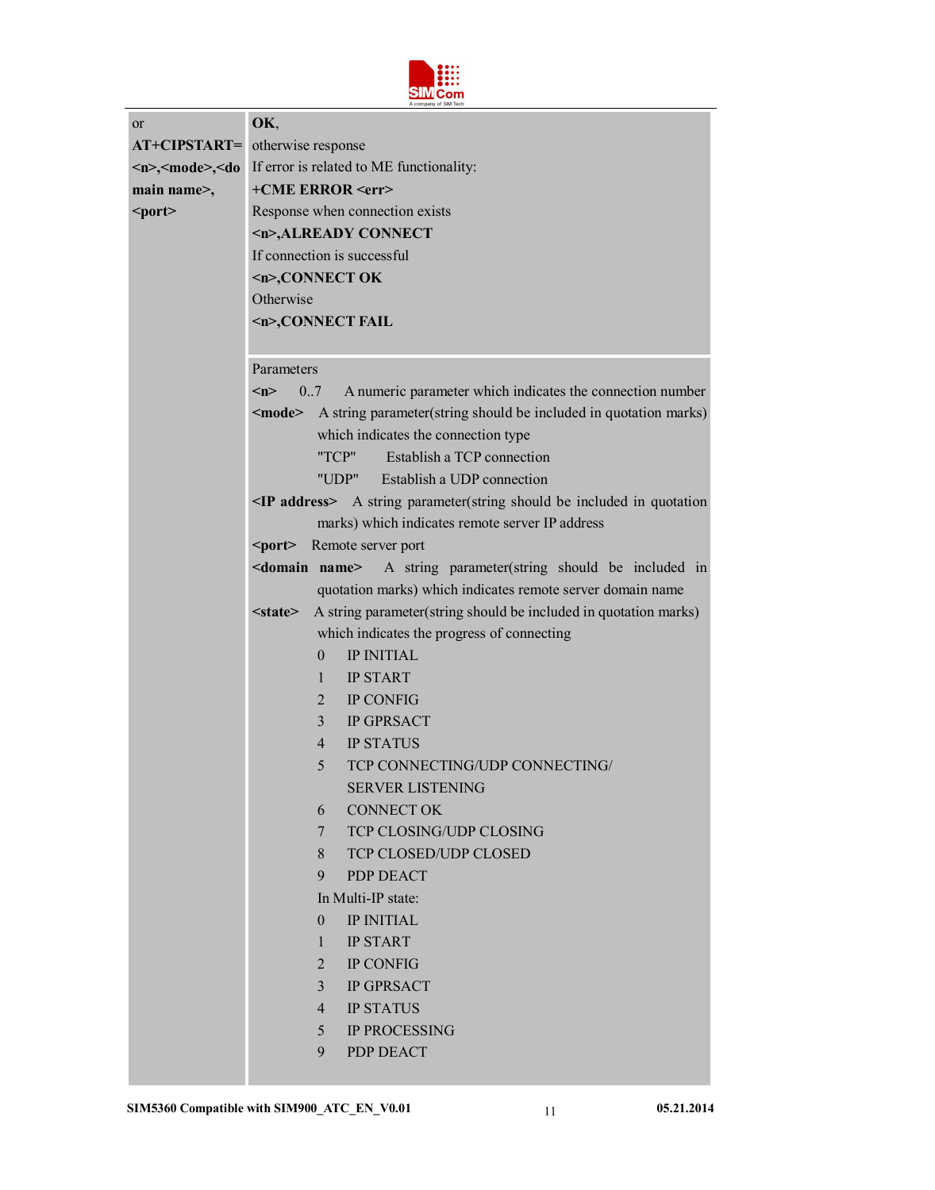| | |
|---|---|
| or<br>**AT+CIPSTART=<n>,<mode>,<domain name>,<port>** | **OK**,<br>otherwise response<br>If error is related to ME functionality:<br>**+CME ERROR <err>**<br>Response when connection exists<br>**<n>,ALREADY CONNECT**<br>If connection is successful<br>**<n>,CONNECT OK**<br>Otherwise<br>**<n>,CONNECT FAIL** |
| | Parameters<br>**<n>** 0..7 A numeric parameter which indicates the connection number<br>**<mode>** A string parameter(string should be included in quotation marks) which indicates the connection type<br>"TCP" Establish a TCP connection<br>"UDP" Establish a UDP connection<br>**<IP address>** A string parameter(string should be included in quotation marks) which indicates remote server IP address<br>**<port>** Remote server port<br>**<domain name>** A string parameter(string should be included in quotation marks) which indicates remote server domain name<br>**<state>** A string parameter(string should be included in quotation marks) which indicates the progress of connecting<br>0 IP INITIAL<br>1 IP START<br>2 IP CONFIG<br>3 IP GPRSACT<br>4 IP STATUS<br>5 TCP CONNECTING/UDP CONNECTING/ SERVER LISTENING<br>6 CONNECT OK<br>7 TCP CLOSING/UDP CLOSING<br>8 TCP CLOSED/UDP CLOSED<br>9 PDP DEACT<br>In Multi-IP state:<br>0 IP INITIAL<br>1 IP START<br>2 IP CONFIG<br>3 IP GPRSACT<br>4 IP STATUS<br>5 IP PROCESSING<br>9 PDP DEACT |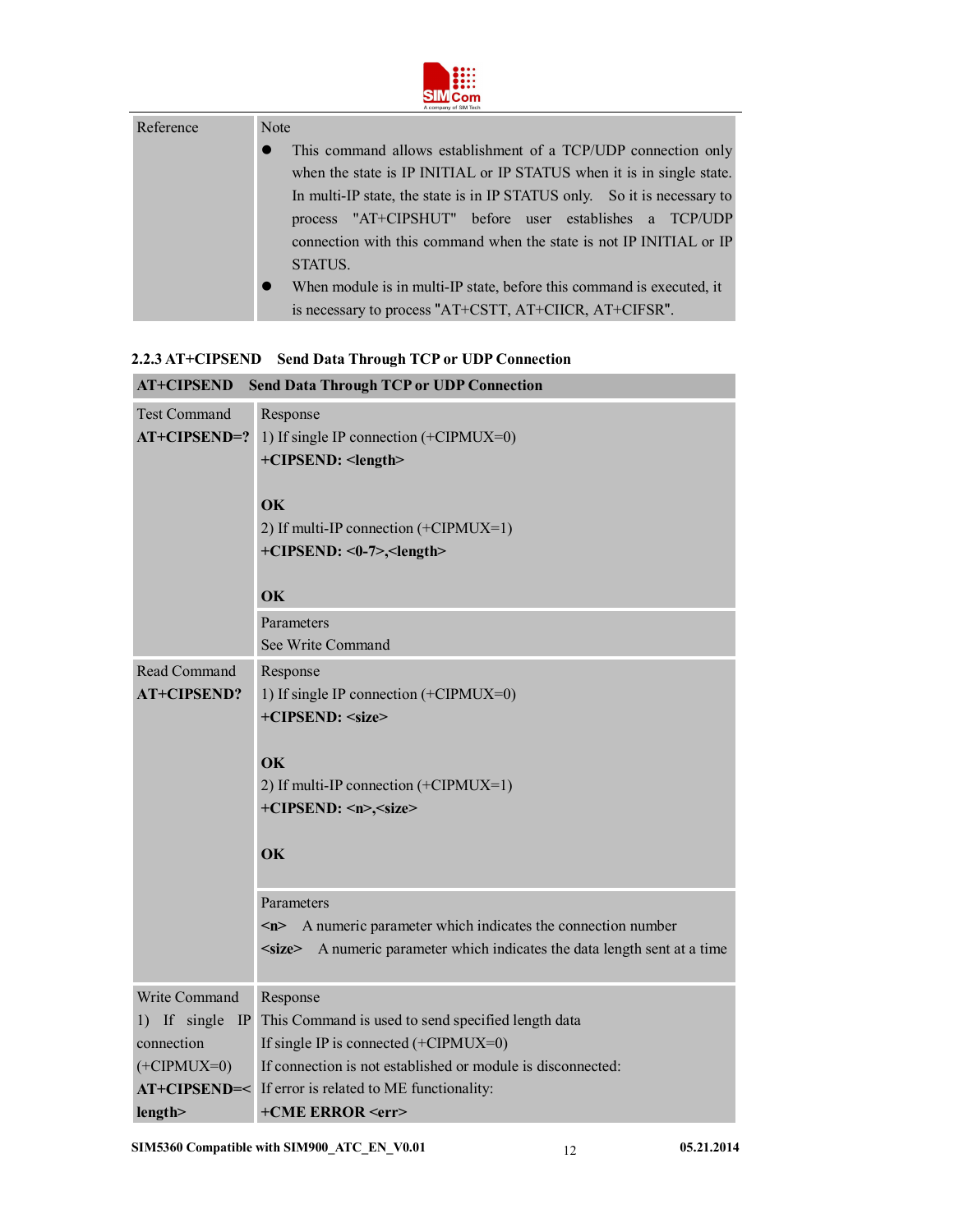| Reference | Note<br>● This command allows establishment of a TCP/UDP connection only when the state is IP INITIAL or IP STATUS when it is in single state. In multi-IP state, the state is in IP STATUS only. So it is necessary to process "AT+CIPSHUT" before user establishes a TCP/UDP connection with this command when the state is not IP INITIAL or IP STATUS.<br>● When module is in multi-IP state, before this command is executed, it is necessary to process "AT+CSTT, AT+CIICR, AT+CIFSR". |
|---|---|

### 2.2.3 AT+CIPSEND Send Data Through TCP or UDP Connection

| **AT+CIPSEND Send Data Through TCP or UDP Connection** | |
|---|---|
| Test Command<br>**AT+CIPSEND=?** | Response<br>1) If single IP connection (+CIPMUX=0)<br>**+CIPSEND: <length>**<br><br>**OK**<br>2) If multi-IP connection (+CIPMUX=1)<br>**+CIPSEND: <0-7>,<length>**<br><br>**OK** |
| | Parameters<br>See Write Command |
| Read Command<br>**AT+CIPSEND?** | Response<br>1) If single IP connection (+CIPMUX=0)<br>**+CIPSEND: <size>**<br><br>**OK**<br>2) If multi-IP connection (+CIPMUX=1)<br>**+CIPSEND: <n>,<size>**<br><br>**OK** |
| | Parameters<br>**<n>** A numeric parameter which indicates the connection number<br>**<size>** A numeric parameter which indicates the data length sent at a time |
| Write Command<br>1) If single IP connection (+CIPMUX=0)<br>**AT+CIPSEND=<length>** | Response<br>This Command is used to send specified length data<br>If single IP is connected (+CIPMUX=0)<br>If connection is not established or module is disconnected:<br>If error is related to ME functionality:<br>**+CME ERROR <err>** |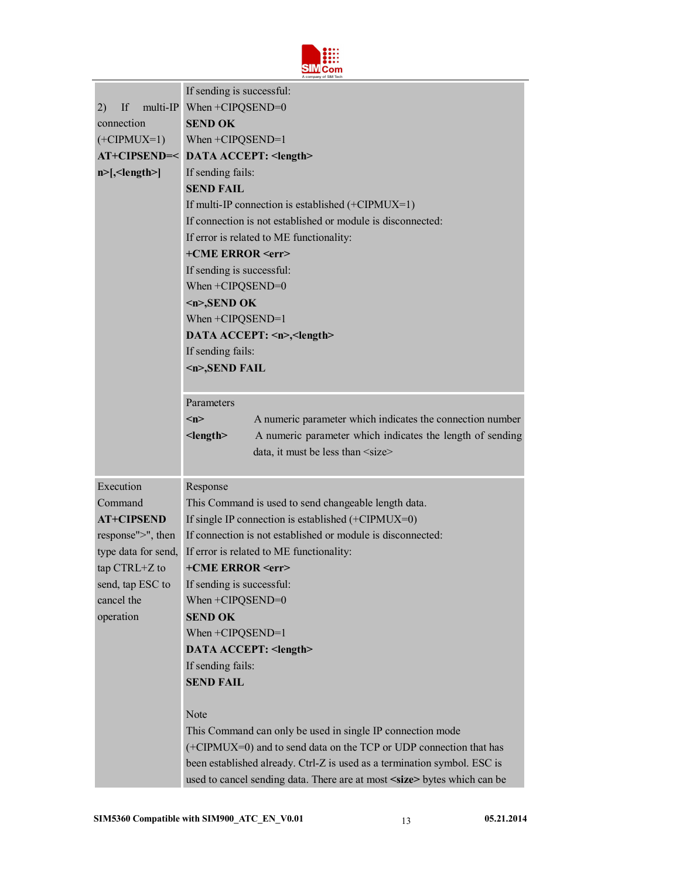| | |
|---|---|
| 2) If multi-IP connection (+CIPMUX=1) **AT+CIPSEND=<n>[,<length>]** | If sending is successful:<br>When +CIPQSEND=0<br>**SEND OK**<br>When +CIPQSEND=1<br>**DATA ACCEPT: <length>**<br>If sending fails:<br>**SEND FAIL**<br>If multi-IP connection is established (+CIPMUX=1)<br>If connection is not established or module is disconnected:<br>If error is related to ME functionality:<br>**+CME ERROR <err>**<br>If sending is successful:<br>When +CIPQSEND=0<br>**<n>,SEND OK**<br>When +CIPQSEND=1<br>**DATA ACCEPT: <n>,<length>**<br>If sending fails:<br>**<n>,SEND FAIL** |
| | Parameters<br>**<n>** A numeric parameter which indicates the connection number<br>**<length>** A numeric parameter which indicates the length of sending data, it must be less than <size> |
| Execution Command<br>**AT+CIPSEND**<br>response">", then type data for send, tap CTRL+Z to send, tap ESC to cancel the operation | Response<br>This Command is used to send changeable length data.<br>If single IP connection is established (+CIPMUX=0)<br>If connection is not established or module is disconnected:<br>If error is related to ME functionality:<br>**+CME ERROR <err>**<br>If sending is successful:<br>When +CIPQSEND=0<br>**SEND OK**<br>When +CIPQSEND=1<br>**DATA ACCEPT: <length>**<br>If sending fails:<br>**SEND FAIL**<br><br>Note<br>This Command can only be used in single IP connection mode (+CIPMUX=0) and to send data on the TCP or UDP connection that has been established already. Ctrl-Z is used as a termination symbol. ESC is used to cancel sending data. There are at most **<size>** bytes which can be |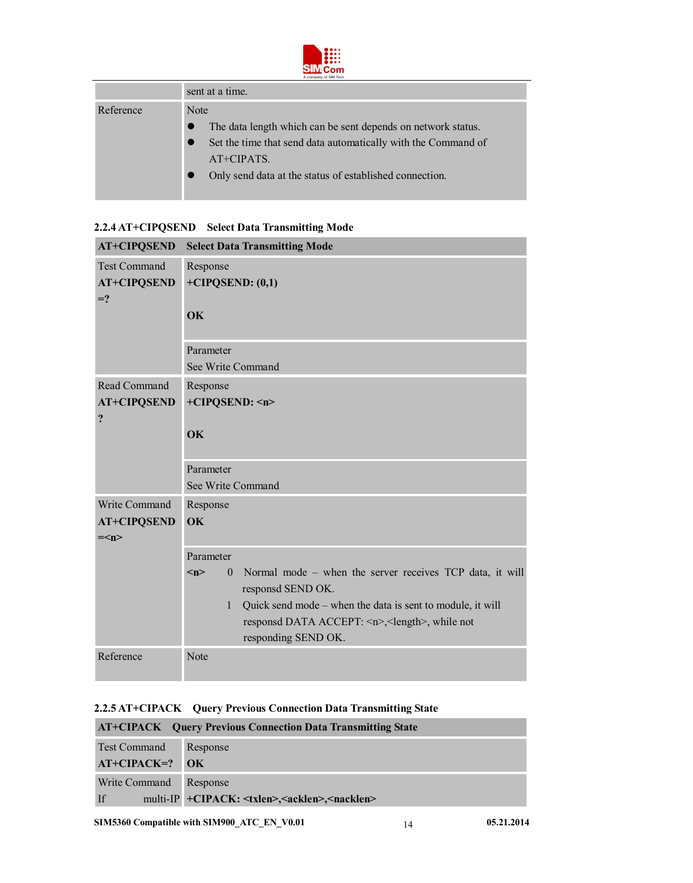| | |
|---|---|
| | sent at a time. |
| Reference | Note<br>● The data length which can be sent depends on network status.<br>● Set the time that send data automatically with the Command of AT+CIPATS.<br>● Only send data at the status of established connection. |

### 2.2.4 AT+CIPQSEND Select Data Transmitting Mode

| **AT+CIPQSEND** | **Select Data Transmitting Mode** |
|---|---|
| Test Command<br>**AT+CIPQSEND=?** | Response<br>**+CIPQSEND: (0,1)**<br><br>**OK** |
| | Parameter<br>See Write Command |
| Read Command<br>**AT+CIPQSEND?** | Response<br>**+CIPQSEND: <n>**<br><br>**OK** |
| | Parameter<br>See Write Command |
| Write Command<br>**AT+CIPQSEND=<n>** | Response<br>**OK** |
| | Parameter<br>**<n>** 0 Normal mode – when the server receives TCP data, it will responsd SEND OK.<br>1 Quick send mode – when the data is sent to module, it will responsd DATA ACCEPT: <n>,<length>, while not responding SEND OK. |
| Reference | Note |

### 2.2.5 AT+CIPACK Query Previous Connection Data Transmitting State

| **AT+CIPACK** | **Query Previous Connection Data Transmitting State** |
|---|---|
| Test Command<br>**AT+CIPACK=?** | Response<br>**OK** |
| Write Command<br>If multi-IP | Response<br>**+CIPACK: <txlen>,<acklen>,<nacklen>** |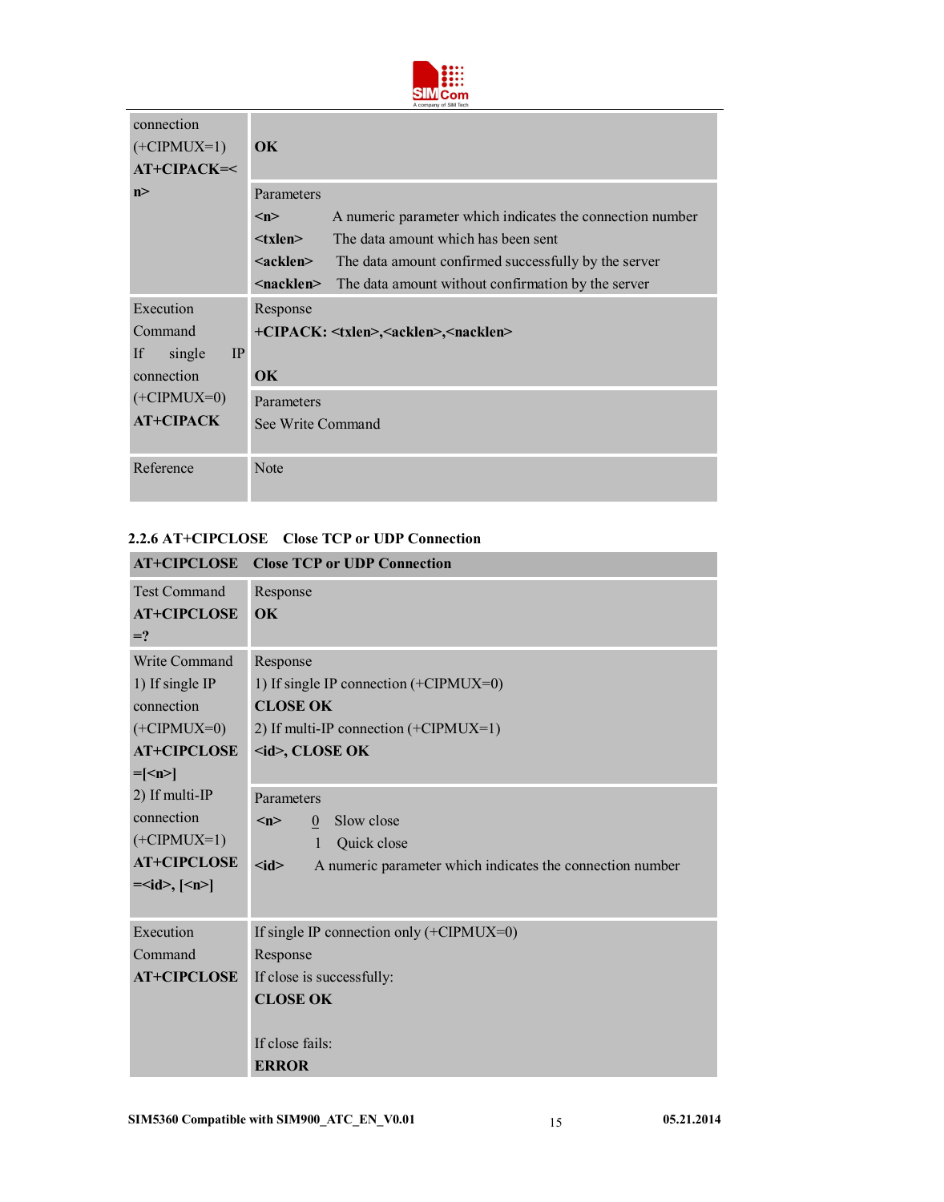| | |
|---|---|
| connection (+CIPMUX=1) **AT+CIPACK=<n>** | **OK** |
| | Parameters<br>**<n>** A numeric parameter which indicates the connection number<br>**<txlen>** The data amount which has been sent<br>**<acklen>** The data amount confirmed successfully by the server<br>**<nacklen>** The data amount without confirmation by the server |
| Execution Command<br>If single IP connection (+CIPMUX=0)<br>**AT+CIPACK** | Response<br>**+CIPACK: <txlen>,<acklen>,<nacklen>**<br><br>**OK** |
| | Parameters<br>See Write Command |
| Reference | Note |

### 2.2.6 AT+CIPCLOSE Close TCP or UDP Connection

| **AT+CIPCLOSE** | **Close TCP or UDP Connection** |
|---|---|
| Test Command<br>**AT+CIPCLOSE=?** | Response<br>**OK** |
| Write Command<br>1) If single IP connection (+CIPMUX=0)<br>**AT+CIPCLOSE=[<n>]**<br>2) If multi-IP connection (+CIPMUX=1)<br>**AT+CIPCLOSE=<id>, [<n>]** | Response<br>1) If single IP connection (+CIPMUX=0)<br>**CLOSE OK**<br>2) If multi-IP connection (+CIPMUX=1)<br>**<id>, CLOSE OK** |
| | Parameters<br>**<n>** 0 Slow close<br>1 Quick close<br>**<id>** A numeric parameter which indicates the connection number |
| Execution Command<br>**AT+CIPCLOSE** | If single IP connection only (+CIPMUX=0)<br>Response<br>If close is successfully:<br>**CLOSE OK**<br><br>If close fails:<br>**ERROR** |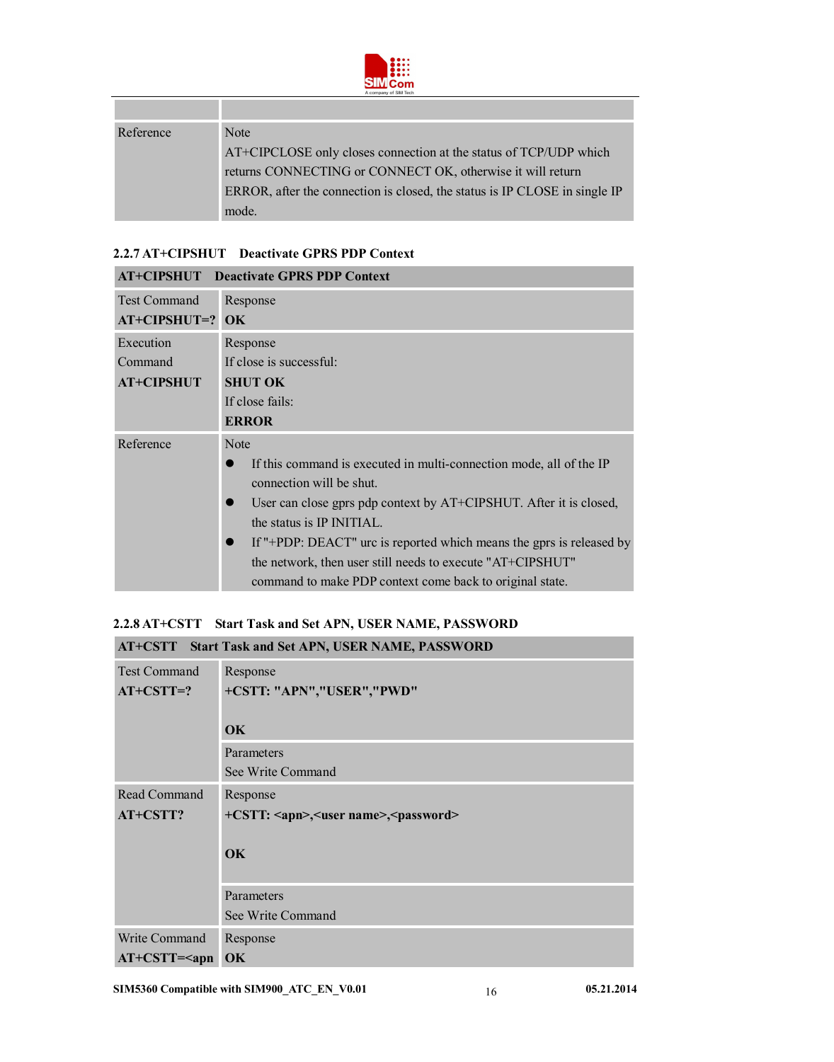| | |
|---|---|
| Reference | Note<br>AT+CIPCLOSE only closes connection at the status of TCP/UDP which returns CONNECTING or CONNECT OK, otherwise it will return ERROR, after the connection is closed, the status is IP CLOSE in single IP mode. |

### 2.2.7 AT+CIPSHUT Deactivate GPRS PDP Context

| **AT+CIPSHUT Deactivate GPRS PDP Context** | |
|---|---|
| Test Command<br>**AT+CIPSHUT=?** | Response<br>**OK** |
| Execution Command<br>**AT+CIPSHUT** | Response<br>If close is successful:<br>**SHUT OK**<br>If close fails:<br>**ERROR** |
| Reference | Note<br>● If this command is executed in multi-connection mode, all of the IP connection will be shut.<br>● User can close gprs pdp context by AT+CIPSHUT. After it is closed, the status is IP INITIAL.<br>● If "+PDP: DEACT" urc is reported which means the gprs is released by the network, then user still needs to execute "AT+CIPSHUT" command to make PDP context come back to original state. |

### 2.2.8 AT+CSTT Start Task and Set APN, USER NAME, PASSWORD

| **AT+CSTT Start Task and Set APN, USER NAME, PASSWORD** | |
|---|---|
| Test Command<br>**AT+CSTT=?** | Response<br>**+CSTT: "APN","USER","PWD"**<br><br>**OK** |
| | Parameters<br>See Write Command |
| Read Command<br>**AT+CSTT?** | Response<br>**+CSTT: <apn>,<user name>,<password>**<br><br>**OK** |
| | Parameters<br>See Write Command |
| Write Command<br>**AT+CSTT=<apn** | Response<br>**OK** |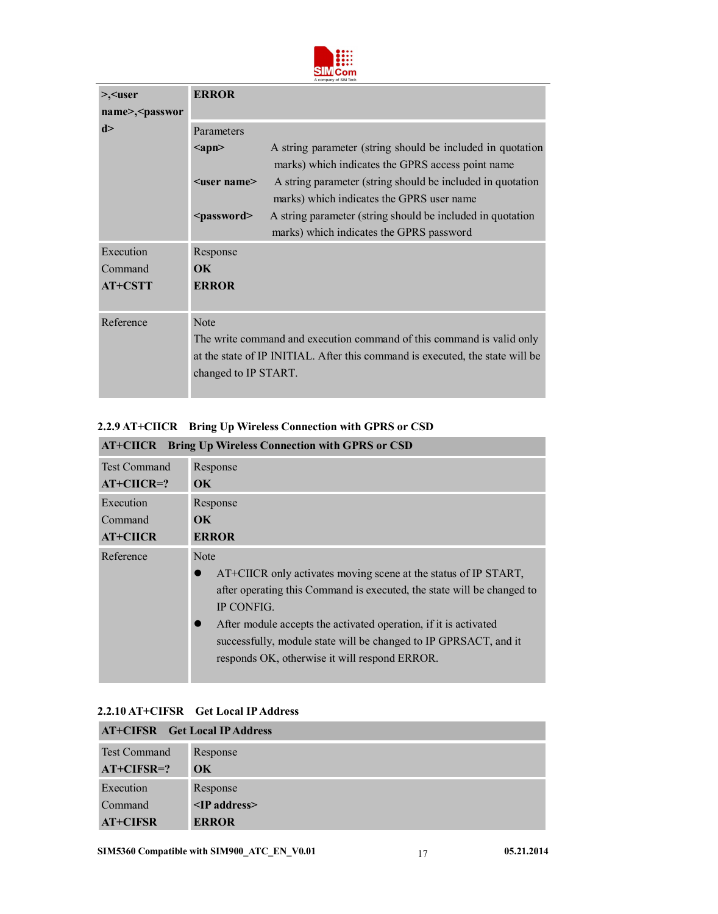| >,<user name>,<password> | **ERROR** |
|---|---|
| | Parameters<br>**<apn>** A string parameter (string should be included in quotation marks) which indicates the GPRS access point name<br>**<user name>** A string parameter (string should be included in quotation marks) which indicates the GPRS user name<br>**<password>** A string parameter (string should be included in quotation marks) which indicates the GPRS password |
| Execution Command<br>**AT+CSTT** | Response<br>**OK**<br>**ERROR** |
| Reference | Note<br>The write command and execution command of this command is valid only at the state of IP INITIAL. After this command is executed, the state will be changed to IP START. |

### 2.2.9 AT+CIICR Bring Up Wireless Connection with GPRS or CSD

| **AT+CIICR Bring Up Wireless Connection with GPRS or CSD** | |
|---|---|
| Test Command<br>**AT+CIICR=?** | Response<br>**OK** |
| Execution Command<br>**AT+CIICR** | Response<br>**OK**<br>**ERROR** |
| Reference | Note<br>● AT+CIICR only activates moving scene at the status of IP START, after operating this Command is executed, the state will be changed to IP CONFIG.<br>● After module accepts the activated operation, if it is activated successfully, module state will be changed to IP GPRSACT, and it responds OK, otherwise it will respond ERROR. |

### 2.2.10 AT+CIFSR Get Local IP Address

| **AT+CIFSR Get Local IP Address** | |
|---|---|
| Test Command<br>**AT+CIFSR=?** | Response<br>**OK** |
| Execution Command<br>**AT+CIFSR** | Response<br>**<IP address>**<br>**ERROR** |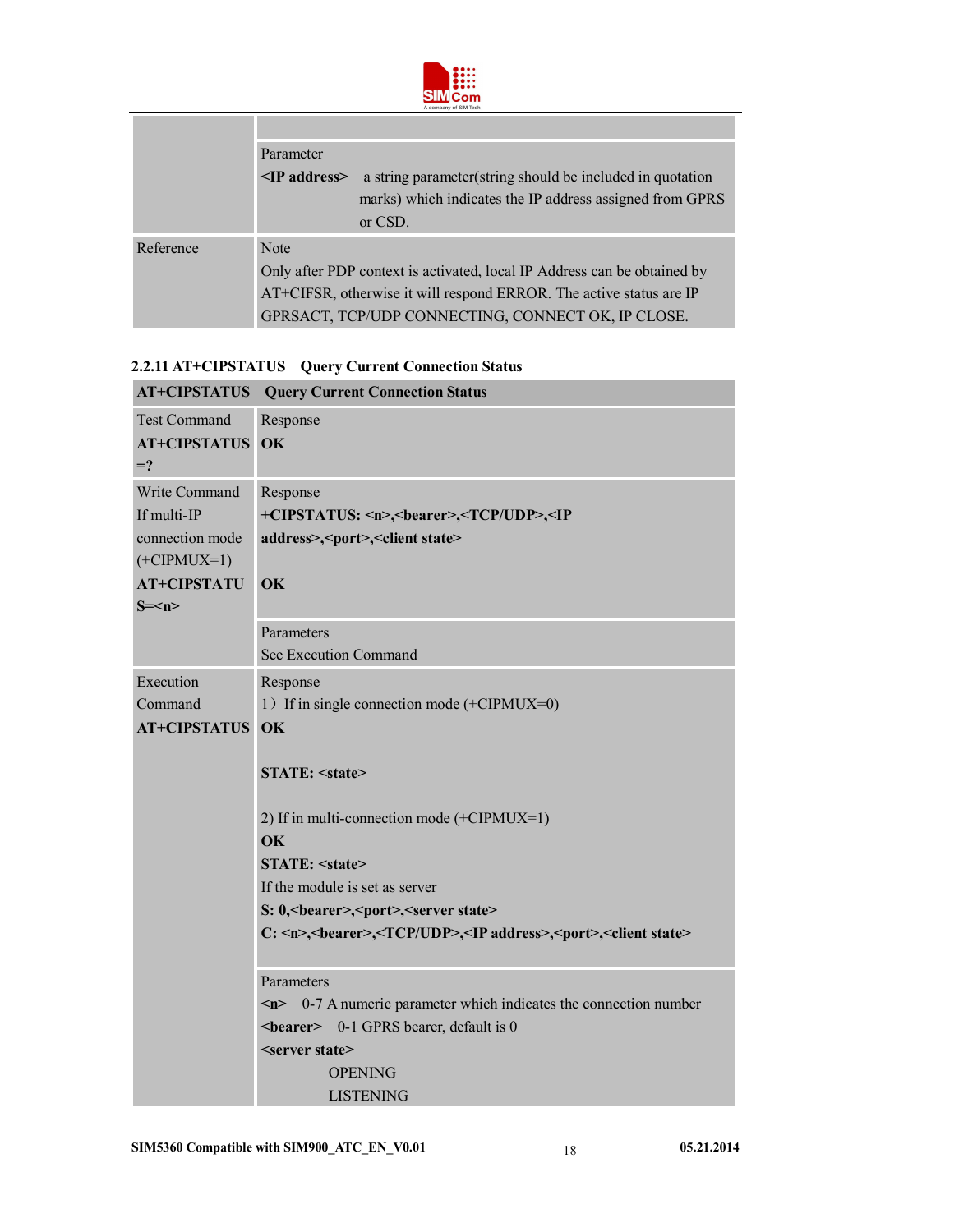| | |
|---|---|
| | |
| | Parameter<br>**<IP address>** a string parameter(string should be included in quotation marks) which indicates the IP address assigned from GPRS or CSD. |
| Reference | Note<br>Only after PDP context is activated, local IP Address can be obtained by AT+CIFSR, otherwise it will respond ERROR. The active status are IP GPRSACT, TCP/UDP CONNECTING, CONNECT OK, IP CLOSE. |

### 2.2.11 AT+CIPSTATUS Query Current Connection Status

| **AT+CIPSTATUS** | **Query Current Connection Status** |
|---|---|
| Test Command<br>**AT+CIPSTATUS =?** | Response<br>**OK** |
| Write Command<br>If multi-IP connection mode (+CIPMUX=1)<br>**AT+CIPSTATUS=<n>** | Response<br>**+CIPSTATUS: <n>,<bearer>,<TCP/UDP>,<IP address>,<port>,<client state>**<br><br>**OK** |
| | Parameters<br>See Execution Command |
| Execution Command<br>**AT+CIPSTATUS** | Response<br>1) If in single connection mode (+CIPMUX=0)<br>**OK**<br><br>**STATE: <state>**<br><br>2) If in multi-connection mode (+CIPMUX=1)<br>**OK**<br>**STATE: <state>**<br>If the module is set as server<br>**S: 0,<bearer>,<port>,<server state>**<br>**C: <n>,<bearer>,<TCP/UDP>,<IP address>,<port>,<client state>** |
| | Parameters<br>**<n>** 0-7 A numeric parameter which indicates the connection number<br>**<bearer>** 0-1 GPRS bearer, default is 0<br>**<server state>**<br>OPENING<br>LISTENING |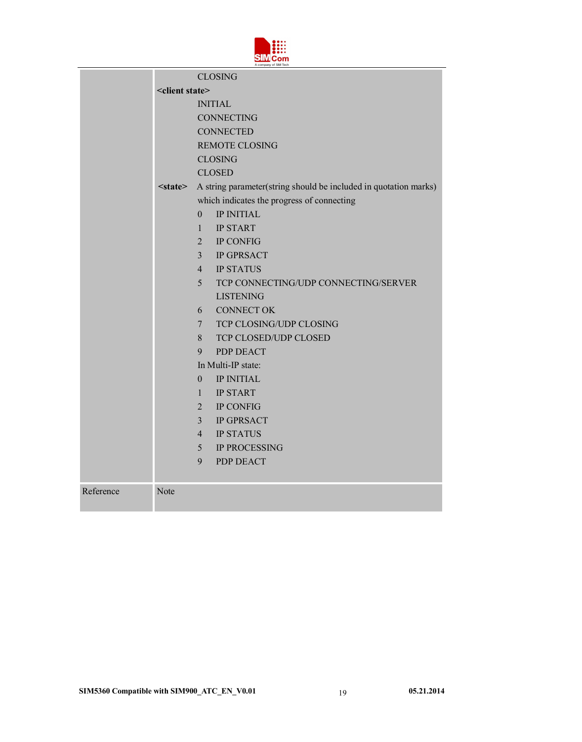| | |
|---|---|
| | CLOSING<br>**<client state>**<br>INITIAL<br>CONNECTING<br>CONNECTED<br>REMOTE CLOSING<br>CLOSING<br>CLOSED<br>**<state>** A string parameter(string should be included in quotation marks) which indicates the progress of connecting<br>0 IP INITIAL<br>1 IP START<br>2 IP CONFIG<br>3 IP GPRSACT<br>4 IP STATUS<br>5 TCP CONNECTING/UDP CONNECTING/SERVER LISTENING<br>6 CONNECT OK<br>7 TCP CLOSING/UDP CLOSING<br>8 TCP CLOSED/UDP CLOSED<br>9 PDP DEACT<br>In Multi-IP state:<br>0 IP INITIAL<br>1 IP START<br>2 IP CONFIG<br>3 IP GPRSACT<br>4 IP STATUS<br>5 IP PROCESSING<br>9 PDP DEACT |
| Reference | Note |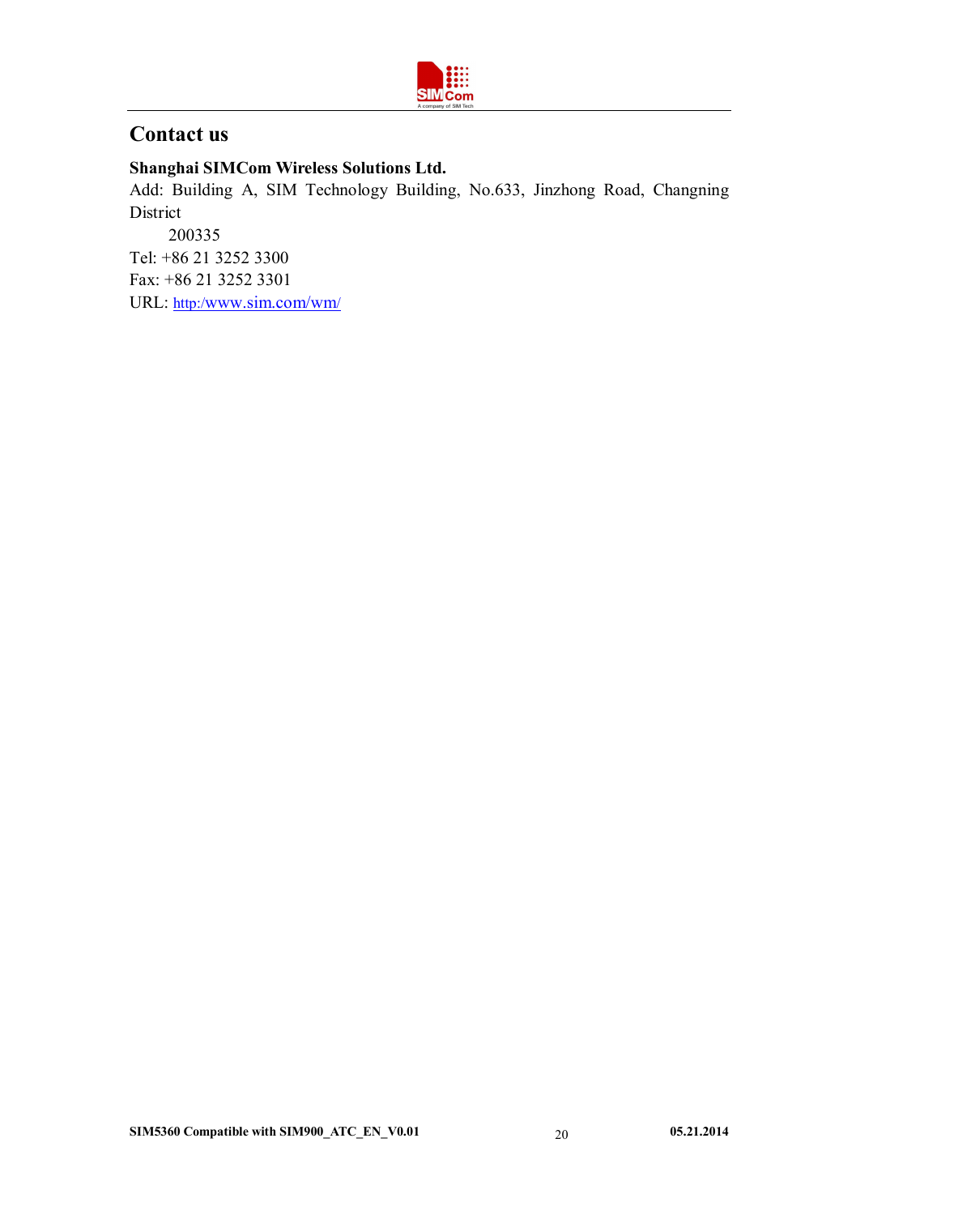## Contact us

**Shanghai SIMCom Wireless Solutions Ltd.**

Add: Building A, SIM Technology Building, No.633, Jinzhong Road, Changning District

200335

Tel: +86 21 3252 3300

Fax: +86 21 3252 3301

URL: http:/www.sim.com/wm/